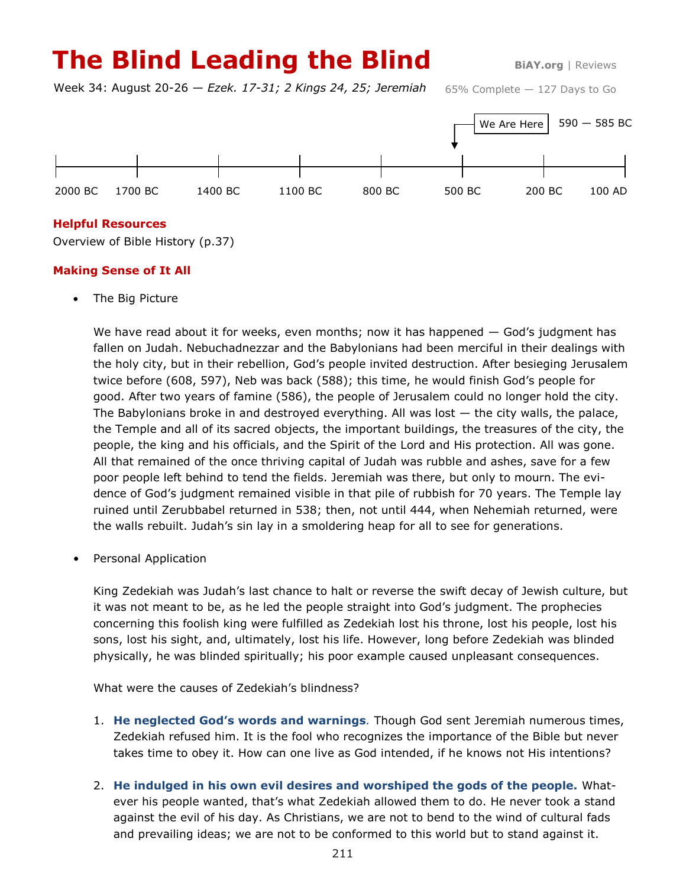# The Blind Leading the Blind

BiAY.org | Reviews

Week 34: August 20-26 — *Ezek. 17-31; 2 Kings 24, 25; Jeremiah*

65% Complete — 127 Days to Go

We Are Here 590 — 585 BC

2000 BC 1700 BC 1400 BC 1100 BC 800 BC 500 BC 200 BC 100 AD

## Helpful Resources

Overview of Bible History (p.37)

## Making Sense of It All

- The Big Picture

  We have read about it for weeks, even months; now it has happened — God's judgment has fallen on Judah. Nebuchadnezzar and the Babylonians had been merciful in their dealings with the holy city, but in their rebellion, God's people invited destruction. After besieging Jerusalem twice before (608, 597), Neb was back (588); this time, he would finish God's people for good. After two years of famine (586), the people of Jerusalem could no longer hold the city. The Babylonians broke in and destroyed everything. All was lost — the city walls, the palace, the Temple and all of its sacred objects, the important buildings, the treasures of the city, the people, the king and his officials, and the Spirit of the Lord and His protection. All was gone. All that remained of the once thriving capital of Judah was rubble and ashes, save for a few poor people left behind to tend the fields. Jeremiah was there, but only to mourn. The evidence of God's judgment remained visible in that pile of rubbish for 70 years. The Temple lay ruined until Zerubbabel returned in 538; then, not until 444, when Nehemiah returned, were the walls rebuilt. Judah's sin lay in a smoldering heap for all to see for generations.

- Personal Application

  King Zedekiah was Judah's last chance to halt or reverse the swift decay of Jewish culture, but it was not meant to be, as he led the people straight into God's judgment. The prophecies concerning this foolish king were fulfilled as Zedekiah lost his throne, lost his people, lost his sons, lost his sight, and, ultimately, lost his life. However, long before Zedekiah was blinded physically, he was blinded spiritually; his poor example caused unpleasant consequences.

  What were the causes of Zedekiah's blindness?

  1. **He neglected God's words and warnings.** Though God sent Jeremiah numerous times, Zedekiah refused him. It is the fool who recognizes the importance of the Bible but never takes time to obey it. How can one live as God intended, if he knows not His intentions?

  2. **He indulged in his own evil desires and worshiped the gods of the people.** Whatever his people wanted, that's what Zedekiah allowed them to do. He never took a stand against the evil of his day. As Christians, we are not to bend to the wind of cultural fads and prevailing ideas; we are not to be conformed to this world but to stand against it.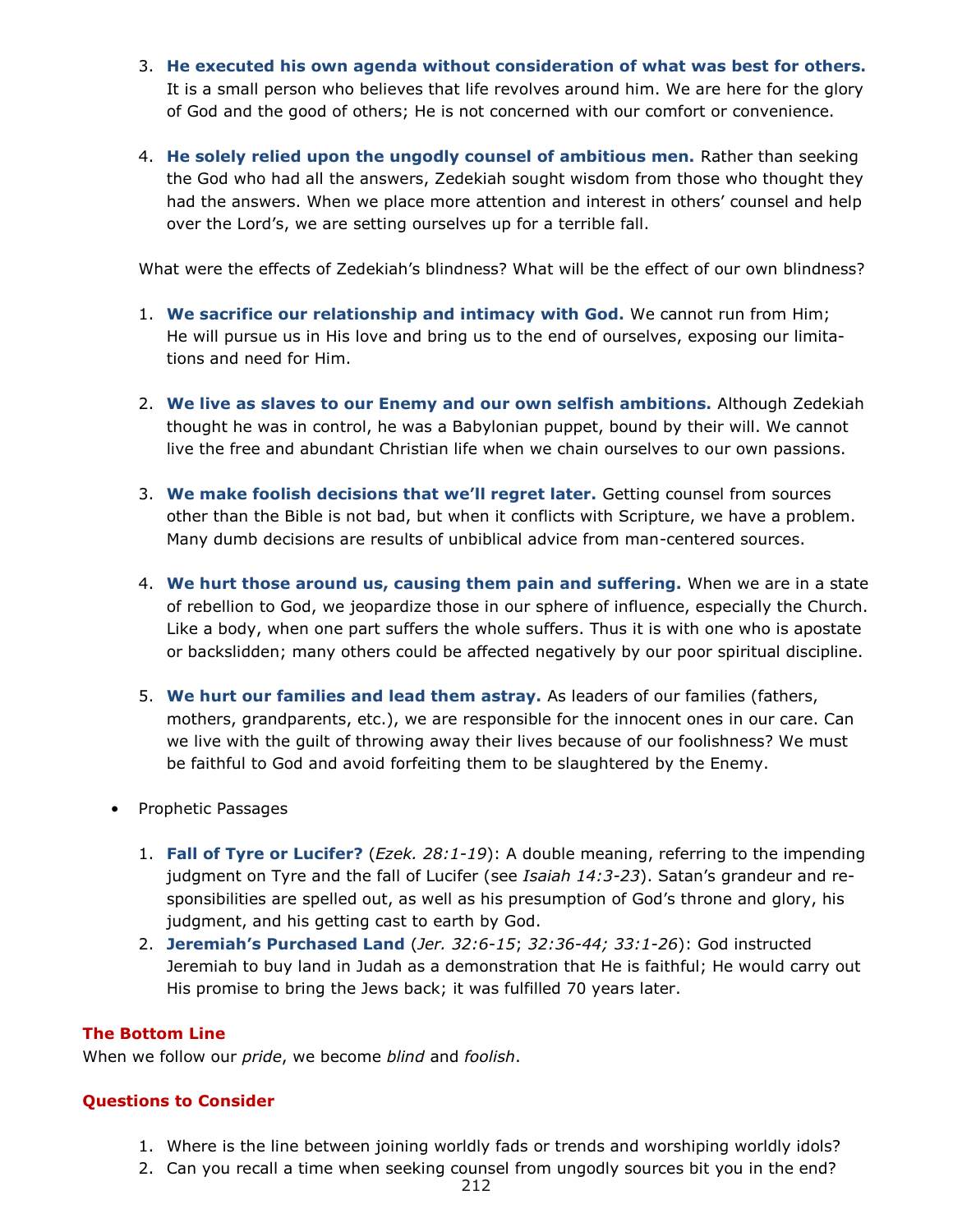3. **He executed his own agenda without consideration of what was best for others.** It is a small person who believes that life revolves around him. We are here for the glory of God and the good of others; He is not concerned with our comfort or convenience.

4. **He solely relied upon the ungodly counsel of ambitious men.** Rather than seeking the God who had all the answers, Zedekiah sought wisdom from those who thought they had the answers. When we place more attention and interest in others' counsel and help over the Lord's, we are setting ourselves up for a terrible fall.

What were the effects of Zedekiah's blindness? What will be the effect of our own blindness?

1. **We sacrifice our relationship and intimacy with God.** We cannot run from Him; He will pursue us in His love and bring us to the end of ourselves, exposing our limitations and need for Him.

2. **We live as slaves to our Enemy and our own selfish ambitions.** Although Zedekiah thought he was in control, he was a Babylonian puppet, bound by their will. We cannot live the free and abundant Christian life when we chain ourselves to our own passions.

3. **We make foolish decisions that we'll regret later.** Getting counsel from sources other than the Bible is not bad, but when it conflicts with Scripture, we have a problem. Many dumb decisions are results of unbiblical advice from man-centered sources.

4. **We hurt those around us, causing them pain and suffering.** When we are in a state of rebellion to God, we jeopardize those in our sphere of influence, especially the Church. Like a body, when one part suffers the whole suffers. Thus it is with one who is apostate or backslidden; many others could be affected negatively by our poor spiritual discipline.

5. **We hurt our families and lead them astray.** As leaders of our families (fathers, mothers, grandparents, etc.), we are responsible for the innocent ones in our care. Can we live with the guilt of throwing away their lives because of our foolishness? We must be faithful to God and avoid forfeiting them to be slaughtered by the Enemy.

- Prophetic Passages

  1. **Fall of Tyre or Lucifer?** (*Ezek. 28:1-19*): A double meaning, referring to the impending judgment on Tyre and the fall of Lucifer (see *Isaiah 14:3-23*). Satan's grandeur and responsibilities are spelled out, as well as his presumption of God's throne and glory, his judgment, and his getting cast to earth by God.
  2. **Jeremiah's Purchased Land** (*Jer. 32:6-15*; *32:36-44; 33:1-26*): God instructed Jeremiah to buy land in Judah as a demonstration that He is faithful; He would carry out His promise to bring the Jews back; it was fulfilled 70 years later.

## The Bottom Line

When we follow our *pride*, we become *blind* and *foolish*.

## Questions to Consider

1. Where is the line between joining worldly fads or trends and worshiping worldly idols?
2. Can you recall a time when seeking counsel from ungodly sources bit you in the end?